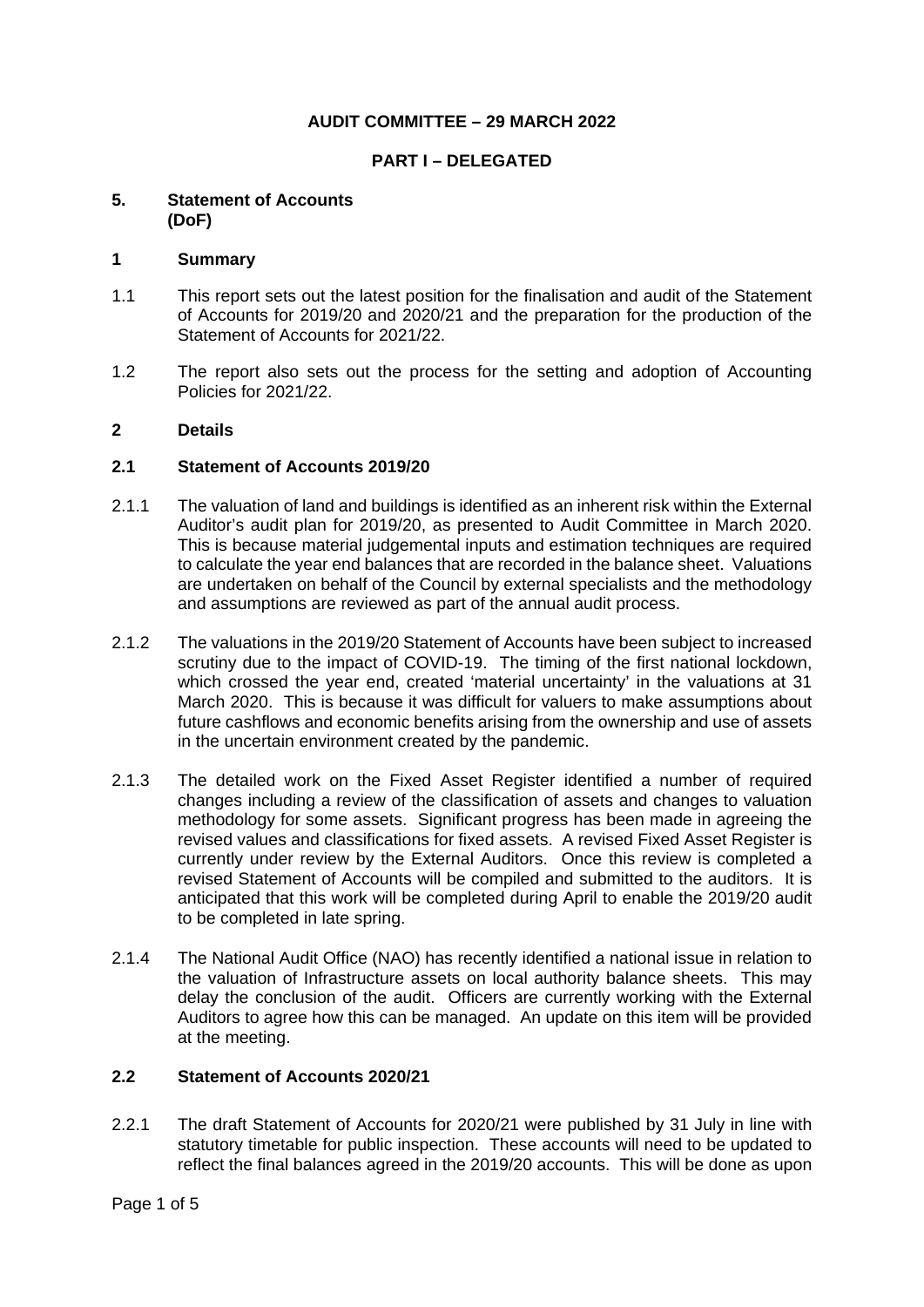**AUDIT COMMITTEE – 29 MARCH 2022**

**PART I – DELEGATED**

## 5. Statement of Accounts (DoF)

### 1 Summary

1.1 This report sets out the latest position for the finalisation and audit of the Statement of Accounts for 2019/20 and 2020/21 and the preparation for the production of the Statement of Accounts for 2021/22.

1.2 The report also sets out the process for the setting and adoption of Accounting Policies for 2021/22.

### 2 Details

#### 2.1 Statement of Accounts 2019/20

2.1.1 The valuation of land and buildings is identified as an inherent risk within the External Auditor's audit plan for 2019/20, as presented to Audit Committee in March 2020. This is because material judgemental inputs and estimation techniques are required to calculate the year end balances that are recorded in the balance sheet. Valuations are undertaken on behalf of the Council by external specialists and the methodology and assumptions are reviewed as part of the annual audit process.

2.1.2 The valuations in the 2019/20 Statement of Accounts have been subject to increased scrutiny due to the impact of COVID-19. The timing of the first national lockdown, which crossed the year end, created 'material uncertainty' in the valuations at 31 March 2020. This is because it was difficult for valuers to make assumptions about future cashflows and economic benefits arising from the ownership and use of assets in the uncertain environment created by the pandemic.

2.1.3 The detailed work on the Fixed Asset Register identified a number of required changes including a review of the classification of assets and changes to valuation methodology for some assets. Significant progress has been made in agreeing the revised values and classifications for fixed assets. A revised Fixed Asset Register is currently under review by the External Auditors. Once this review is completed a revised Statement of Accounts will be compiled and submitted to the auditors. It is anticipated that this work will be completed during April to enable the 2019/20 audit to be completed in late spring.

2.1.4 The National Audit Office (NAO) has recently identified a national issue in relation to the valuation of Infrastructure assets on local authority balance sheets. This may delay the conclusion of the audit. Officers are currently working with the External Auditors to agree how this can be managed. An update on this item will be provided at the meeting.

#### 2.2 Statement of Accounts 2020/21

2.2.1 The draft Statement of Accounts for 2020/21 were published by 31 July in line with statutory timetable for public inspection. These accounts will need to be updated to reflect the final balances agreed in the 2019/20 accounts. This will be done as upon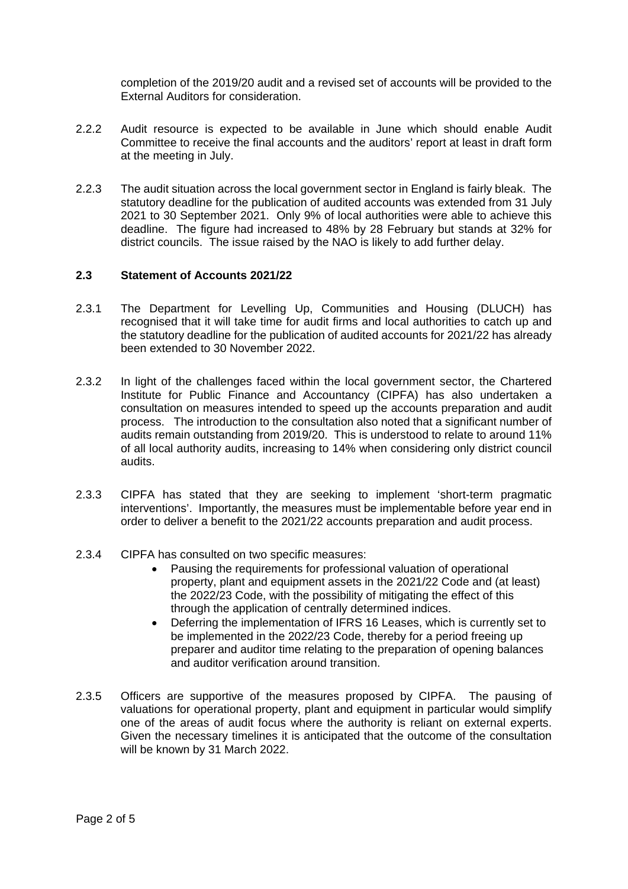completion of the 2019/20 audit and a revised set of accounts will be provided to the External Auditors for consideration.

2.2.2 Audit resource is expected to be available in June which should enable Audit Committee to receive the final accounts and the auditors' report at least in draft form at the meeting in July.

2.2.3 The audit situation across the local government sector in England is fairly bleak. The statutory deadline for the publication of audited accounts was extended from 31 July 2021 to 30 September 2021. Only 9% of local authorities were able to achieve this deadline. The figure had increased to 48% by 28 February but stands at 32% for district councils. The issue raised by the NAO is likely to add further delay.

### 2.3 Statement of Accounts 2021/22

2.3.1 The Department for Levelling Up, Communities and Housing (DLUCH) has recognised that it will take time for audit firms and local authorities to catch up and the statutory deadline for the publication of audited accounts for 2021/22 has already been extended to 30 November 2022.

2.3.2 In light of the challenges faced within the local government sector, the Chartered Institute for Public Finance and Accountancy (CIPFA) has also undertaken a consultation on measures intended to speed up the accounts preparation and audit process. The introduction to the consultation also noted that a significant number of audits remain outstanding from 2019/20. This is understood to relate to around 11% of all local authority audits, increasing to 14% when considering only district council audits.

2.3.3 CIPFA has stated that they are seeking to implement 'short-term pragmatic interventions'. Importantly, the measures must be implementable before year end in order to deliver a benefit to the 2021/22 accounts preparation and audit process.

2.3.4 CIPFA has consulted on two specific measures:

- Pausing the requirements for professional valuation of operational property, plant and equipment assets in the 2021/22 Code and (at least) the 2022/23 Code, with the possibility of mitigating the effect of this through the application of centrally determined indices.
- Deferring the implementation of IFRS 16 Leases, which is currently set to be implemented in the 2022/23 Code, thereby for a period freeing up preparer and auditor time relating to the preparation of opening balances and auditor verification around transition.

2.3.5 Officers are supportive of the measures proposed by CIPFA. The pausing of valuations for operational property, plant and equipment in particular would simplify one of the areas of audit focus where the authority is reliant on external experts. Given the necessary timelines it is anticipated that the outcome of the consultation will be known by 31 March 2022.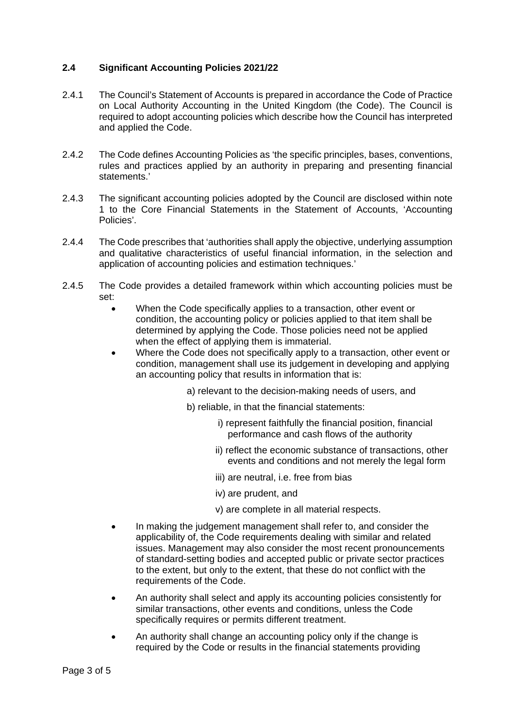### 2.4 Significant Accounting Policies 2021/22

2.4.1 The Council's Statement of Accounts is prepared in accordance the Code of Practice on Local Authority Accounting in the United Kingdom (the Code). The Council is required to adopt accounting policies which describe how the Council has interpreted and applied the Code.

2.4.2 The Code defines Accounting Policies as 'the specific principles, bases, conventions, rules and practices applied by an authority in preparing and presenting financial statements.'

2.4.3 The significant accounting policies adopted by the Council are disclosed within note 1 to the Core Financial Statements in the Statement of Accounts, 'Accounting Policies'.

2.4.4 The Code prescribes that 'authorities shall apply the objective, underlying assumption and qualitative characteristics of useful financial information, in the selection and application of accounting policies and estimation techniques.'

2.4.5 The Code provides a detailed framework within which accounting policies must be set:

- When the Code specifically applies to a transaction, other event or condition, the accounting policy or policies applied to that item shall be determined by applying the Code. Those policies need not be applied when the effect of applying them is immaterial.
- Where the Code does not specifically apply to a transaction, other event or condition, management shall use its judgement in developing and applying an accounting policy that results in information that is:

  a) relevant to the decision-making needs of users, and

  b) reliable, in that the financial statements:

    i) represent faithfully the financial position, financial performance and cash flows of the authority

    ii) reflect the economic substance of transactions, other events and conditions and not merely the legal form

    iii) are neutral, i.e. free from bias

    iv) are prudent, and

    v) are complete in all material respects.

- In making the judgement management shall refer to, and consider the applicability of, the Code requirements dealing with similar and related issues. Management may also consider the most recent pronouncements of standard-setting bodies and accepted public or private sector practices to the extent, but only to the extent, that these do not conflict with the requirements of the Code.
- An authority shall select and apply its accounting policies consistently for similar transactions, other events and conditions, unless the Code specifically requires or permits different treatment.
- An authority shall change an accounting policy only if the change is required by the Code or results in the financial statements providing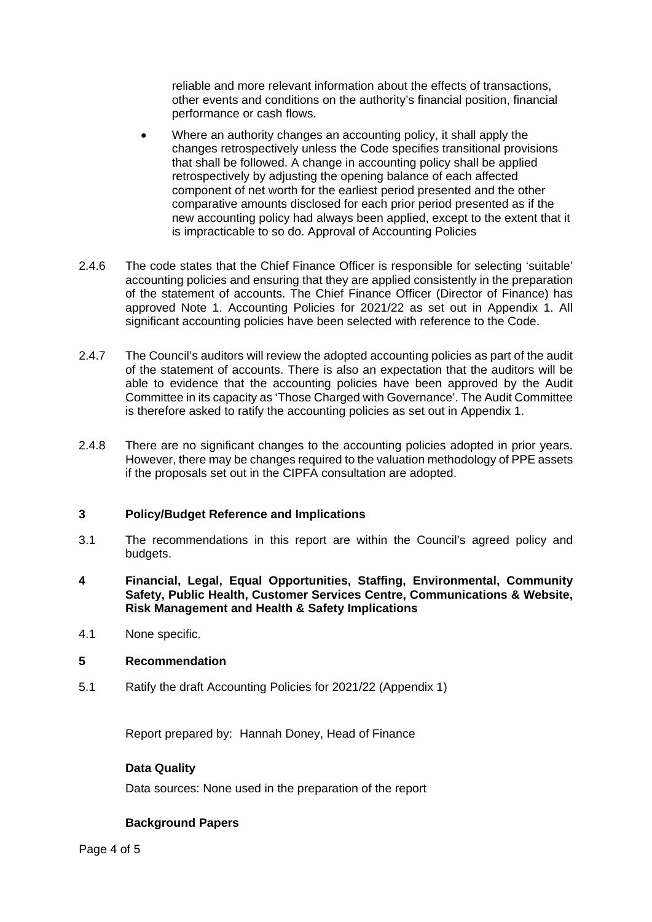reliable and more relevant information about the effects of transactions, other events and conditions on the authority's financial position, financial performance or cash flows.

- Where an authority changes an accounting policy, it shall apply the changes retrospectively unless the Code specifies transitional provisions that shall be followed. A change in accounting policy shall be applied retrospectively by adjusting the opening balance of each affected component of net worth for the earliest period presented and the other comparative amounts disclosed for each prior period presented as if the new accounting policy had always been applied, except to the extent that it is impracticable to so do. Approval of Accounting Policies

2.4.6 The code states that the Chief Finance Officer is responsible for selecting 'suitable' accounting policies and ensuring that they are applied consistently in the preparation of the statement of accounts. The Chief Finance Officer (Director of Finance) has approved Note 1. Accounting Policies for 2021/22 as set out in Appendix 1. All significant accounting policies have been selected with reference to the Code.

2.4.7 The Council's auditors will review the adopted accounting policies as part of the audit of the statement of accounts. There is also an expectation that the auditors will be able to evidence that the accounting policies have been approved by the Audit Committee in its capacity as 'Those Charged with Governance'. The Audit Committee is therefore asked to ratify the accounting policies as set out in Appendix 1.

2.4.8 There are no significant changes to the accounting policies adopted in prior years. However, there may be changes required to the valuation methodology of PPE assets if the proposals set out in the CIPFA consultation are adopted.

## 3 Policy/Budget Reference and Implications

3.1 The recommendations in this report are within the Council's agreed policy and budgets.

## 4 Financial, Legal, Equal Opportunities, Staffing, Environmental, Community Safety, Public Health, Customer Services Centre, Communications & Website, Risk Management and Health & Safety Implications

4.1 None specific.

## 5 Recommendation

5.1 Ratify the draft Accounting Policies for 2021/22 (Appendix 1)

Report prepared by: Hannah Doney, Head of Finance

**Data Quality**

Data sources: None used in the preparation of the report

**Background Papers**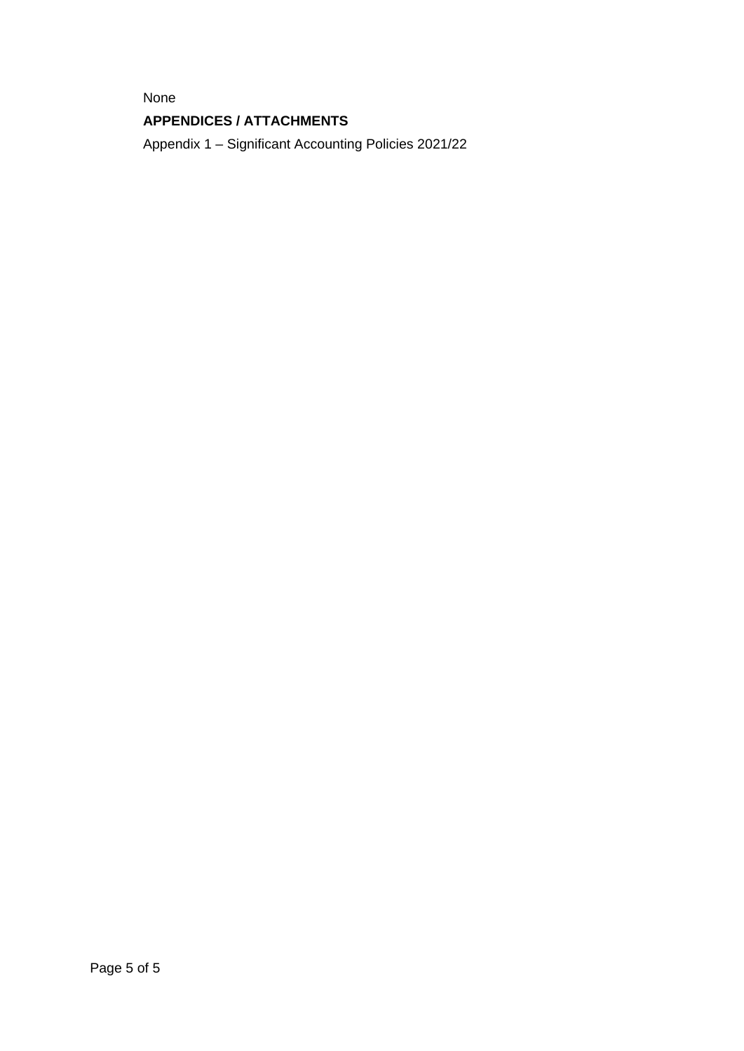None

**APPENDICES / ATTACHMENTS**

Appendix 1 – Significant Accounting Policies 2021/22